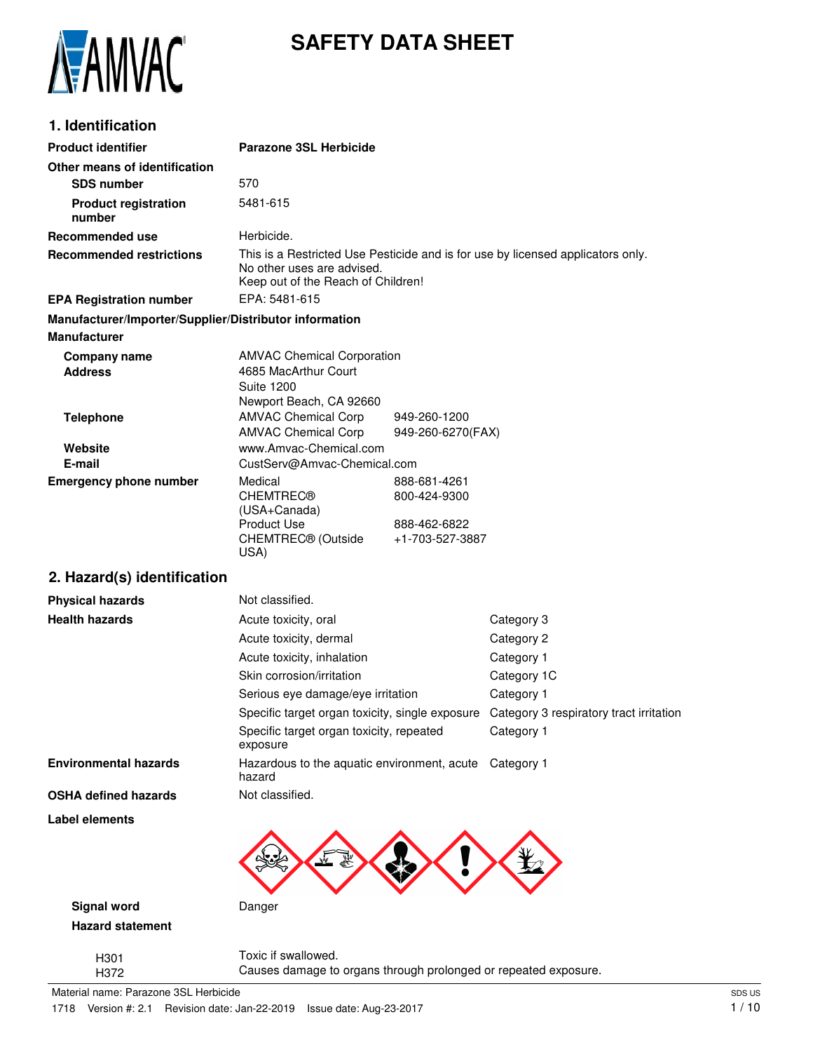# SAFETY DATA SHEET

## 1. Identification

| | |
|---|---|
| **Product identifier** | **Parazone 3SL Herbicide** |
| **Other means of identification** | |
| **SDS number** | 570 |
| **Product registration number** | 5481-615 |
| **Recommended use** | Herbicide. |
| **Recommended restrictions** | This is a Restricted Use Pesticide and is for use by licensed applicators only. No other uses are advised. Keep out of the Reach of Children! |
| **EPA Registration number** | EPA: 5481-615 |

**Manufacturer/Importer/Supplier/Distributor information**

**Manufacturer**

| | | |
|---|---|---|
| **Company name** | AMVAC Chemical Corporation | |
| **Address** | 4685 MacArthur Court<br>Suite 1200<br>Newport Beach, CA 92660 | |
| **Telephone** | AMVAC Chemical Corp | 949-260-1200 |
| | AMVAC Chemical Corp | 949-260-6270(FAX) |
| **Website** | www.Amvac-Chemical.com | |
| **E-mail** | CustServ@Amvac-Chemical.com | |
| **Emergency phone number** | Medical | 888-681-4261 |
| | CHEMTREC® (USA+Canada) | 800-424-9300 |
| | Product Use | 888-462-6822 |
| | CHEMTREC® (Outside USA) | +1-703-527-3887 |

## 2. Hazard(s) identification

| | | |
|---|---|---|
| **Physical hazards** | Not classified. | |
| **Health hazards** | Acute toxicity, oral | Category 3 |
| | Acute toxicity, dermal | Category 2 |
| | Acute toxicity, inhalation | Category 1 |
| | Skin corrosion/irritation | Category 1C |
| | Serious eye damage/eye irritation | Category 1 |
| | Specific target organ toxicity, single exposure | Category 3 respiratory tract irritation |
| | Specific target organ toxicity, repeated exposure | Category 1 |
| **Environmental hazards** | Hazardous to the aquatic environment, acute hazard | Category 1 |
| **OSHA defined hazards** | Not classified. | |

**Label elements**

**Signal word** Danger

**Hazard statement**

H301 Toxic if swallowed.

H372 Causes damage to organs through prolonged or repeated exposure.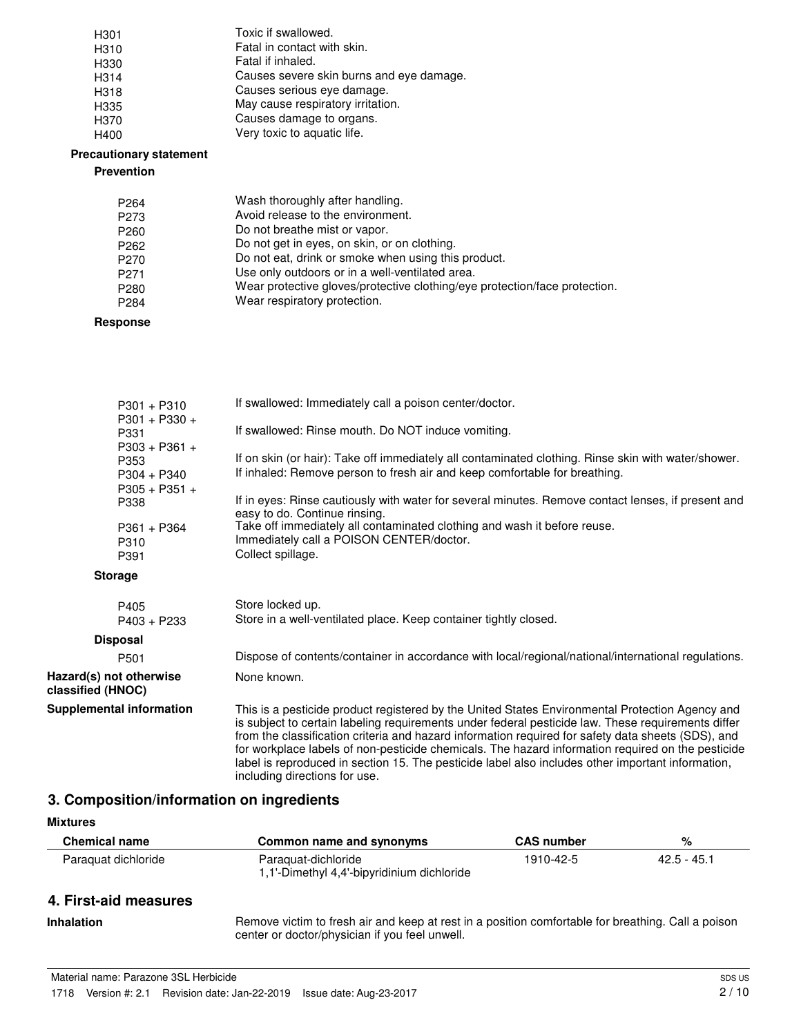| | |
|---|---|
| H301 | Toxic if swallowed. |
| H310 | Fatal in contact with skin. |
| H330 | Fatal if inhaled. |
| H314 | Causes severe skin burns and eye damage. |
| H318 | Causes serious eye damage. |
| H335 | May cause respiratory irritation. |
| H370 | Causes damage to organs. |
| H400 | Very toxic to aquatic life. |

**Precautionary statement**

**Prevention**

| | |
|---|---|
| P264 | Wash thoroughly after handling. |
| P273 | Avoid release to the environment. |
| P260 | Do not breathe mist or vapor. |
| P262 | Do not get in eyes, on skin, or on clothing. |
| P270 | Do not eat, drink or smoke when using this product. |
| P271 | Use only outdoors or in a well-ventilated area. |
| P280 | Wear protective gloves/protective clothing/eye protection/face protection. |
| P284 | Wear respiratory protection. |

**Response**

| | |
|---|---|
| P301 + P310 | If swallowed: Immediately call a poison center/doctor. |
| P301 + P330 + P331 | If swallowed: Rinse mouth. Do NOT induce vomiting. |
| P303 + P361 + P353 | If on skin (or hair): Take off immediately all contaminated clothing. Rinse skin with water/shower. |
| P304 + P340 | If inhaled: Remove person to fresh air and keep comfortable for breathing. |
| P305 + P351 + P338 | If in eyes: Rinse cautiously with water for several minutes. Remove contact lenses, if present and easy to do. Continue rinsing. |
| P361 + P364 | Take off immediately all contaminated clothing and wash it before reuse. |
| P310 | Immediately call a POISON CENTER/doctor. |
| P391 | Collect spillage. |

**Storage**

| | |
|---|---|
| P405 | Store locked up. |
| P403 + P233 | Store in a well-ventilated place. Keep container tightly closed. |

**Disposal**

| | |
|---|---|
| P501 | Dispose of contents/container in accordance with local/regional/national/international regulations. |

**Hazard(s) not otherwise classified (HNOC)** None known.

**Supplemental information** This is a pesticide product registered by the United States Environmental Protection Agency and is subject to certain labeling requirements under federal pesticide law. These requirements differ from the classification criteria and hazard information required for safety data sheets (SDS), and for workplace labels of non-pesticide chemicals. The hazard information required on the pesticide label is reproduced in section 15. The pesticide label also includes other important information, including directions for use.

## 3. Composition/information on ingredients

**Mixtures**

| Chemical name | Common name and synonyms | CAS number | % |
|---|---|---|---|
| Paraquat dichloride | Paraquat-dichloride<br>1,1'-Dimethyl 4,4'-bipyridinium dichloride | 1910-42-5 | 42.5 - 45.1 |

## 4. First-aid measures

**Inhalation** Remove victim to fresh air and keep at rest in a position comfortable for breathing. Call a poison center or doctor/physician if you feel unwell.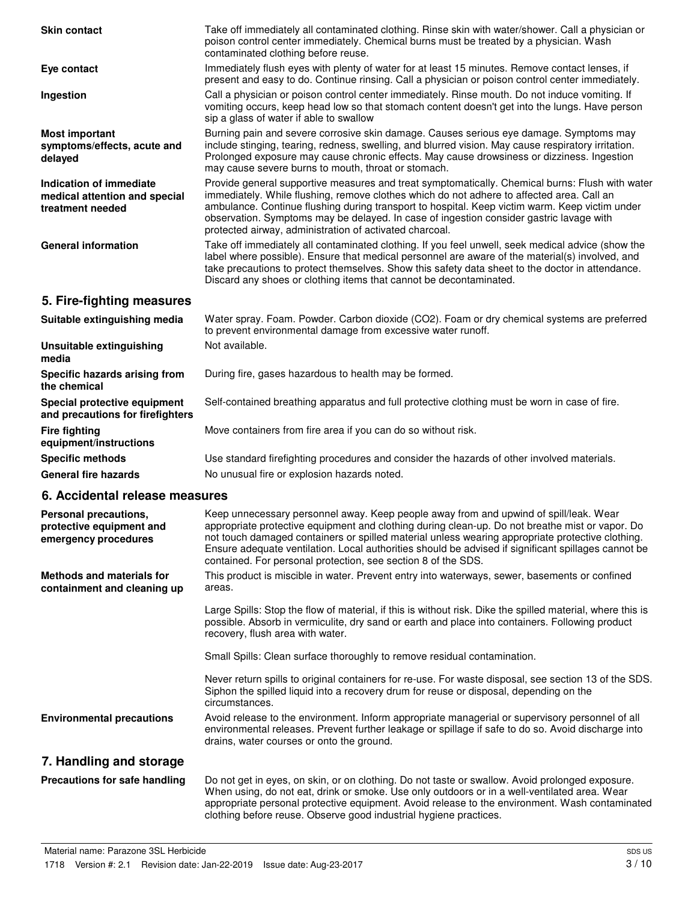| | |
|---|---|
| **Skin contact** | Take off immediately all contaminated clothing. Rinse skin with water/shower. Call a physician or poison control center immediately. Chemical burns must be treated by a physician. Wash contaminated clothing before reuse. |
| **Eye contact** | Immediately flush eyes with plenty of water for at least 15 minutes. Remove contact lenses, if present and easy to do. Continue rinsing. Call a physician or poison control center immediately. |
| **Ingestion** | Call a physician or poison control center immediately. Rinse mouth. Do not induce vomiting. If vomiting occurs, keep head low so that stomach content doesn't get into the lungs. Have person sip a glass of water if able to swallow |
| **Most important symptoms/effects, acute and delayed** | Burning pain and severe corrosive skin damage. Causes serious eye damage. Symptoms may include stinging, tearing, redness, swelling, and blurred vision. May cause respiratory irritation. Prolonged exposure may cause chronic effects. May cause drowsiness or dizziness. Ingestion may cause severe burns to mouth, throat or stomach. |
| **Indication of immediate medical attention and special treatment needed** | Provide general supportive measures and treat symptomatically. Chemical burns: Flush with water immediately. While flushing, remove clothes which do not adhere to affected area. Call an ambulance. Continue flushing during transport to hospital. Keep victim warm. Keep victim under observation. Symptoms may be delayed. In case of ingestion consider gastric lavage with protected airway, administration of activated charcoal. |
| **General information** | Take off immediately all contaminated clothing. If you feel unwell, seek medical advice (show the label where possible). Ensure that medical personnel are aware of the material(s) involved, and take precautions to protect themselves. Show this safety data sheet to the doctor in attendance. Discard any shoes or clothing items that cannot be decontaminated. |

## 5. Fire-fighting measures

| | |
|---|---|
| **Suitable extinguishing media** | Water spray. Foam. Powder. Carbon dioxide ($CO_2$). Foam or dry chemical systems are preferred to prevent environmental damage from excessive water runoff. |
| **Unsuitable extinguishing media** | Not available. |
| **Specific hazards arising from the chemical** | During fire, gases hazardous to health may be formed. |
| **Special protective equipment and precautions for firefighters** | Self-contained breathing apparatus and full protective clothing must be worn in case of fire. |
| **Fire fighting equipment/instructions** | Move containers from fire area if you can do so without risk. |
| **Specific methods** | Use standard firefighting procedures and consider the hazards of other involved materials. |
| **General fire hazards** | No unusual fire or explosion hazards noted. |

## 6. Accidental release measures

| | |
|---|---|
| **Personal precautions, protective equipment and emergency procedures** | Keep unnecessary personnel away. Keep people away from and upwind of spill/leak. Wear appropriate protective equipment and clothing during clean-up. Do not breathe mist or vapor. Do not touch damaged containers or spilled material unless wearing appropriate protective clothing. Ensure adequate ventilation. Local authorities should be advised if significant spillages cannot be contained. For personal protection, see section 8 of the SDS. |
| **Methods and materials for containment and cleaning up** | This product is miscible in water. Prevent entry into waterways, sewer, basements or confined areas.<br><br>Large Spills: Stop the flow of material, if this is without risk. Dike the spilled material, where this is possible. Absorb in vermiculite, dry sand or earth and place into containers. Following product recovery, flush area with water.<br><br>Small Spills: Clean surface thoroughly to remove residual contamination.<br><br>Never return spills to original containers for re-use. For waste disposal, see section 13 of the SDS. Siphon the spilled liquid into a recovery drum for reuse or disposal, depending on the circumstances. |
| **Environmental precautions** | Avoid release to the environment. Inform appropriate managerial or supervisory personnel of all environmental releases. Prevent further leakage or spillage if safe to do so. Avoid discharge into drains, water courses or onto the ground. |

## 7. Handling and storage

| | |
|---|---|
| **Precautions for safe handling** | Do not get in eyes, on skin, or on clothing. Do not taste or swallow. Avoid prolonged exposure. When using, do not eat, drink or smoke. Use only outdoors or in a well-ventilated area. Wear appropriate personal protective equipment. Avoid release to the environment. Wash contaminated clothing before reuse. Observe good industrial hygiene practices. |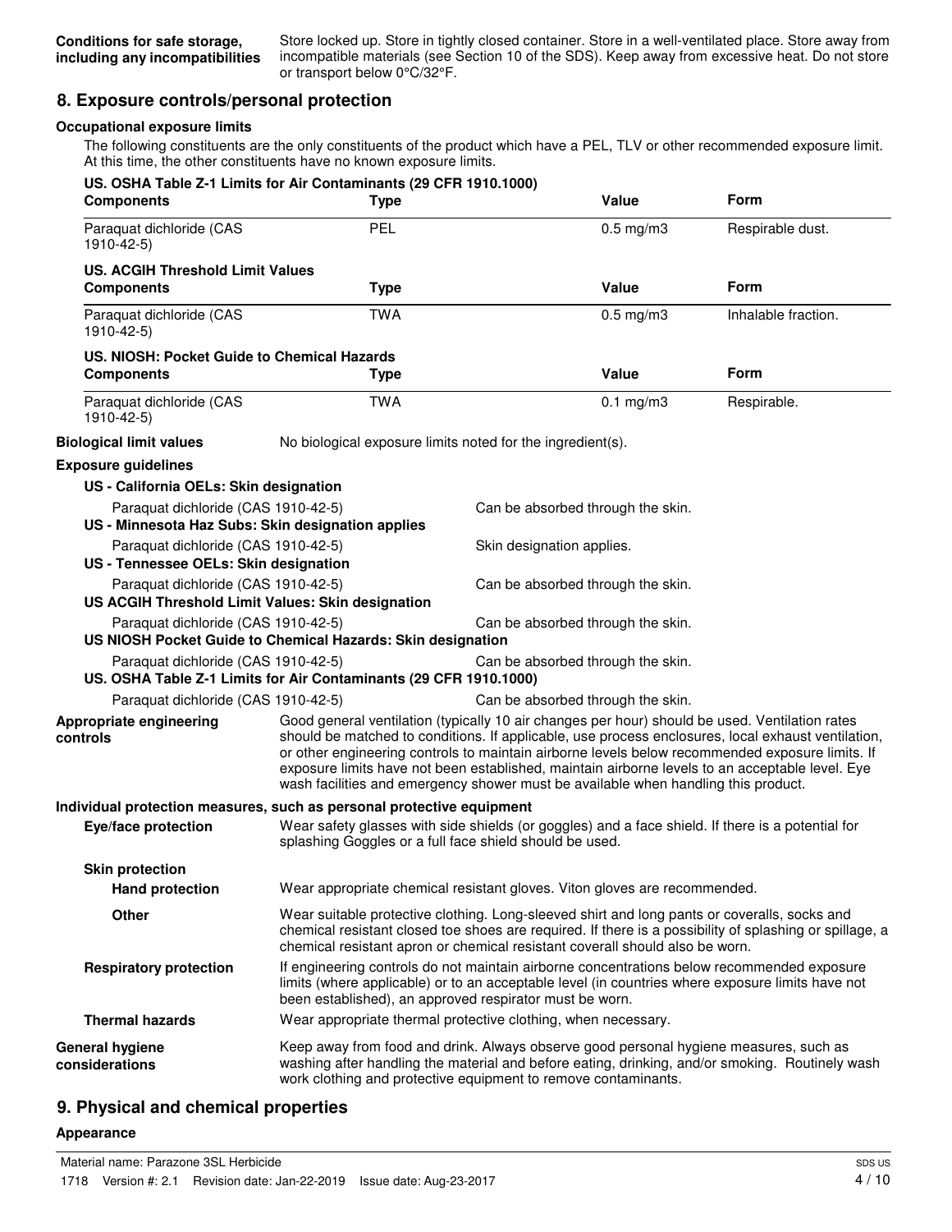**Conditions for safe storage, including any incompatibilities** Store locked up. Store in tightly closed container. Store in a well-ventilated place. Store away from incompatible materials (see Section 10 of the SDS). Keep away from excessive heat. Do not store or transport below 0°C/32°F.

## 8. Exposure controls/personal protection

### Occupational exposure limits

The following constituents are the only constituents of the product which have a PEL, TLV or other recommended exposure limit. At this time, the other constituents have no known exposure limits.

**US. OSHA Table Z-1 Limits for Air Contaminants (29 CFR 1910.1000)**

| Components | Type | Value | Form |
|---|---|---|---|
| Paraquat dichloride (CAS 1910-42-5) | PEL | 0.5 mg/m3 | Respirable dust. |

**US. ACGIH Threshold Limit Values**

| Components | Type | Value | Form |
|---|---|---|---|
| Paraquat dichloride (CAS 1910-42-5) | TWA | 0.5 mg/m3 | Inhalable fraction. |

**US. NIOSH: Pocket Guide to Chemical Hazards**

| Components | Type | Value | Form |
|---|---|---|---|
| Paraquat dichloride (CAS 1910-42-5) | TWA | 0.1 mg/m3 | Respirable. |

**Biological limit values** No biological exposure limits noted for the ingredient(s).

**Exposure guidelines**

**US - California OELs: Skin designation**

Paraquat dichloride (CAS 1910-42-5) — Can be absorbed through the skin.

**US - Minnesota Haz Subs: Skin designation applies**

Paraquat dichloride (CAS 1910-42-5) — Skin designation applies.

**US - Tennessee OELs: Skin designation**

Paraquat dichloride (CAS 1910-42-5) — Can be absorbed through the skin.

**US ACGIH Threshold Limit Values: Skin designation**

Paraquat dichloride (CAS 1910-42-5) — Can be absorbed through the skin.

**US NIOSH Pocket Guide to Chemical Hazards: Skin designation**

Paraquat dichloride (CAS 1910-42-5) — Can be absorbed through the skin.

**US. OSHA Table Z-1 Limits for Air Contaminants (29 CFR 1910.1000)**

Paraquat dichloride (CAS 1910-42-5) — Can be absorbed through the skin.

**Appropriate engineering controls** Good general ventilation (typically 10 air changes per hour) should be used. Ventilation rates should be matched to conditions. If applicable, use process enclosures, local exhaust ventilation, or other engineering controls to maintain airborne levels below recommended exposure limits. If exposure limits have not been established, maintain airborne levels to an acceptable level. Eye wash facilities and emergency shower must be available when handling this product.

### Individual protection measures, such as personal protective equipment

**Eye/face protection** Wear safety glasses with side shields (or goggles) and a face shield. If there is a potential for splashing Goggles or a full face shield should be used.

**Skin protection**

**Hand protection** Wear appropriate chemical resistant gloves. Viton gloves are recommended.

**Other** Wear suitable protective clothing. Long-sleeved shirt and long pants or coveralls, socks and chemical resistant closed toe shoes are required. If there is a possibility of splashing or spillage, a chemical resistant apron or chemical resistant coverall should also be worn.

**Respiratory protection** If engineering controls do not maintain airborne concentrations below recommended exposure limits (where applicable) or to an acceptable level (in countries where exposure limits have not been established), an approved respirator must be worn.

**Thermal hazards** Wear appropriate thermal protective clothing, when necessary.

**General hygiene considerations** Keep away from food and drink. Always observe good personal hygiene measures, such as washing after handling the material and before eating, drinking, and/or smoking. Routinely wash work clothing and protective equipment to remove contaminants.

## 9. Physical and chemical properties

**Appearance**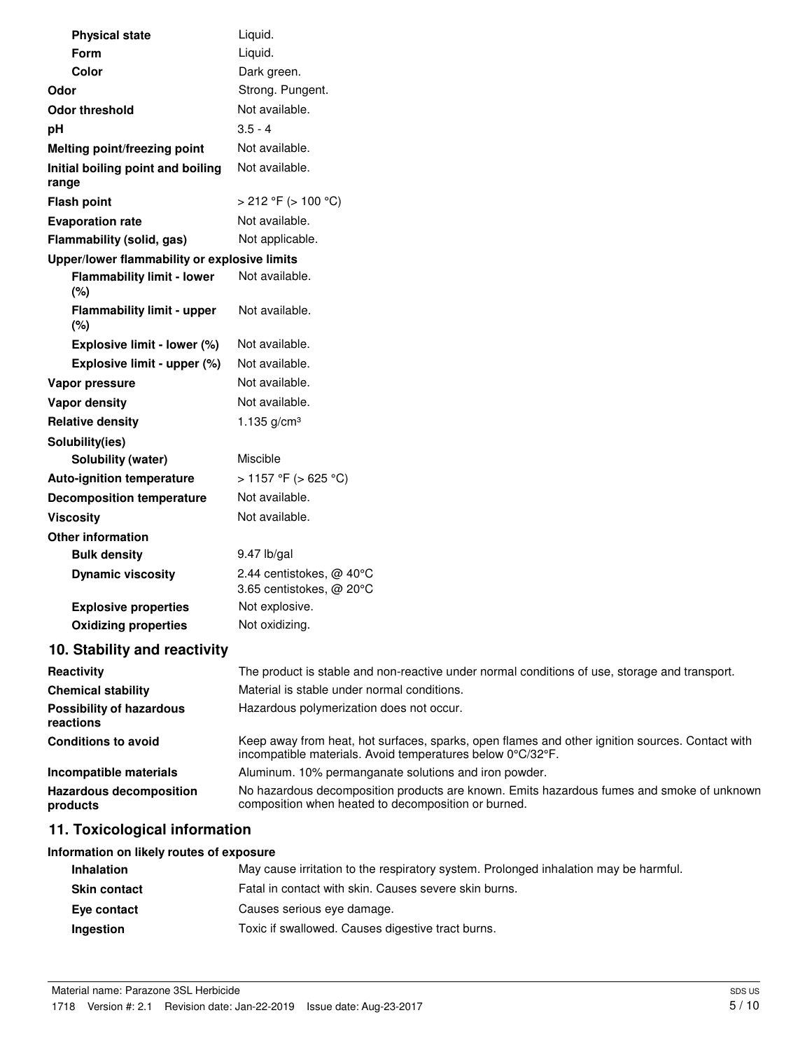| | |
|---|---|
| **Physical state** | Liquid. |
| **Form** | Liquid. |
| **Color** | Dark green. |
| **Odor** | Strong. Pungent. |
| **Odor threshold** | Not available. |
| **pH** | 3.5 - 4 |
| **Melting point/freezing point** | Not available. |
| **Initial boiling point and boiling range** | Not available. |
| **Flash point** | > 212 °F (> 100 °C) |
| **Evaporation rate** | Not available. |
| **Flammability (solid, gas)** | Not applicable. |
| **Upper/lower flammability or explosive limits** | |
| **Flammability limit - lower (%)** | Not available. |
| **Flammability limit - upper (%)** | Not available. |
| **Explosive limit - lower (%)** | Not available. |
| **Explosive limit - upper (%)** | Not available. |
| **Vapor pressure** | Not available. |
| **Vapor density** | Not available. |
| **Relative density** | 1.135 g/cm³ |
| **Solubility(ies)** | |
| **Solubility (water)** | Miscible |
| **Auto-ignition temperature** | > 1157 °F (> 625 °C) |
| **Decomposition temperature** | Not available. |
| **Viscosity** | Not available. |
| **Other information** | |
| **Bulk density** | 9.47 lb/gal |
| **Dynamic viscosity** | 2.44 centistokes, @ 40°C<br>3.65 centistokes, @ 20°C |
| **Explosive properties** | Not explosive. |
| **Oxidizing properties** | Not oxidizing. |

## 10. Stability and reactivity

| | |
|---|---|
| **Reactivity** | The product is stable and non-reactive under normal conditions of use, storage and transport. |
| **Chemical stability** | Material is stable under normal conditions. |
| **Possibility of hazardous reactions** | Hazardous polymerization does not occur. |
| **Conditions to avoid** | Keep away from heat, hot surfaces, sparks, open flames and other ignition sources. Contact with incompatible materials. Avoid temperatures below 0°C/32°F. |
| **Incompatible materials** | Aluminum. 10% permanganate solutions and iron powder. |
| **Hazardous decomposition products** | No hazardous decomposition products are known. Emits hazardous fumes and smoke of unknown composition when heated to decomposition or burned. |

## 11. Toxicological information

**Information on likely routes of exposure**

| | |
|---|---|
| **Inhalation** | May cause irritation to the respiratory system. Prolonged inhalation may be harmful. |
| **Skin contact** | Fatal in contact with skin. Causes severe skin burns. |
| **Eye contact** | Causes serious eye damage. |
| **Ingestion** | Toxic if swallowed. Causes digestive tract burns. |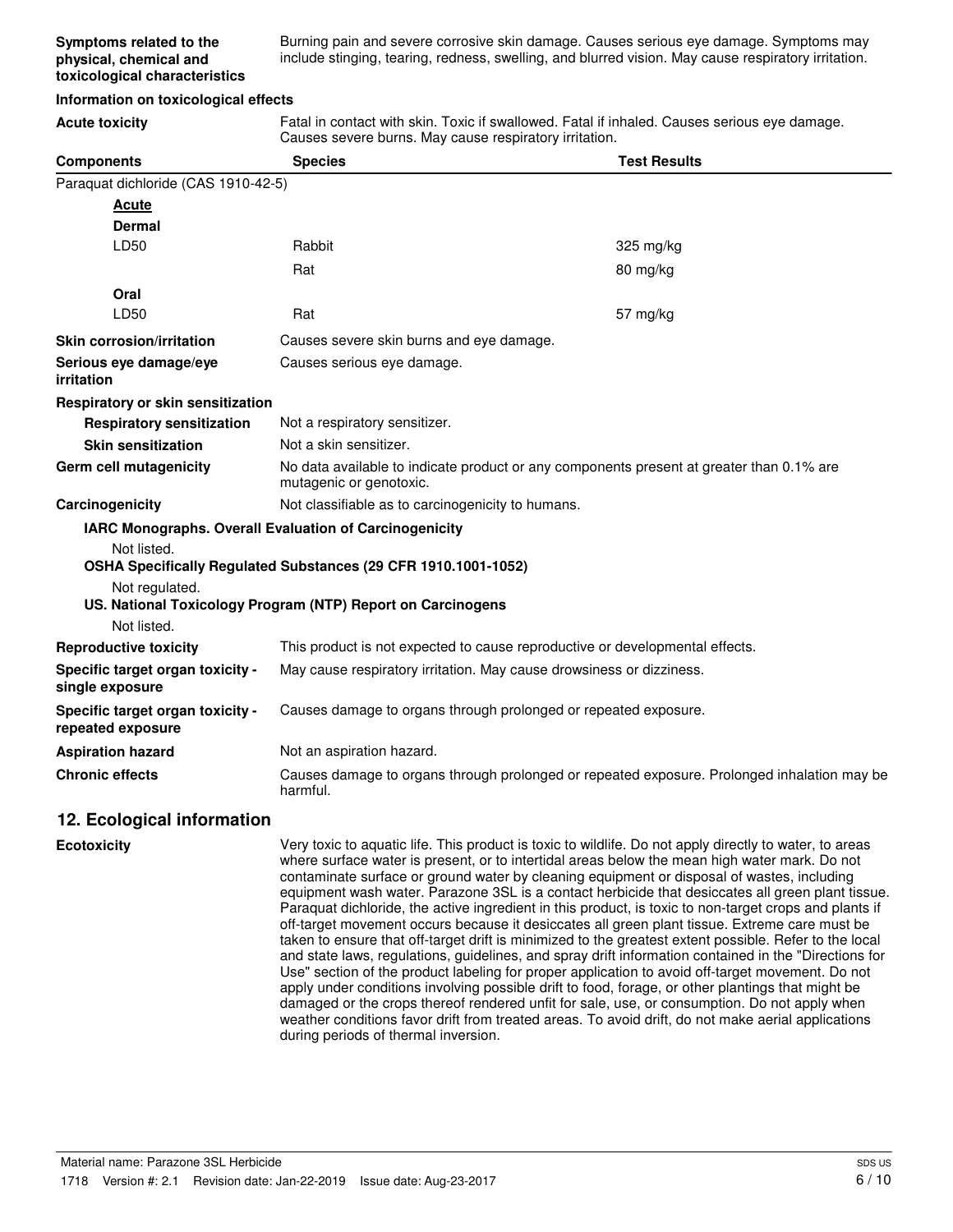**Symptoms related to the physical, chemical and toxicological characteristics** Burning pain and severe corrosive skin damage. Causes serious eye damage. Symptoms may include stinging, tearing, redness, swelling, and blurred vision. May cause respiratory irritation.

**Information on toxicological effects**

**Acute toxicity** Fatal in contact with skin. Toxic if swallowed. Fatal if inhaled. Causes serious eye damage. Causes severe burns. May cause respiratory irritation.

| Components | Species | Test Results |
|---|---|---|
| Paraquat dichloride (CAS 1910-42-5) | | |
| **Acute** | | |
| **Dermal** | | |
| LD50 | Rabbit | 325 mg/kg |
| | Rat | 80 mg/kg |
| **Oral** | | |
| LD50 | Rat | 57 mg/kg |

**Skin corrosion/irritation** Causes severe skin burns and eye damage.

**Serious eye damage/eye irritation** Causes serious eye damage.

**Respiratory or skin sensitization**

**Respiratory sensitization** Not a respiratory sensitizer.

**Skin sensitization** Not a skin sensitizer.

**Germ cell mutagenicity** No data available to indicate product or any components present at greater than 0.1% are mutagenic or genotoxic.

**Carcinogenicity** Not classifiable as to carcinogenicity to humans.

**IARC Monographs. Overall Evaluation of Carcinogenicity**

Not listed.

**OSHA Specifically Regulated Substances (29 CFR 1910.1001-1052)**

Not regulated.

**US. National Toxicology Program (NTP) Report on Carcinogens**

Not listed.

**Reproductive toxicity** This product is not expected to cause reproductive or developmental effects.

**Specific target organ toxicity - single exposure** May cause respiratory irritation. May cause drowsiness or dizziness.

**Specific target organ toxicity - repeated exposure** Causes damage to organs through prolonged or repeated exposure.

**Aspiration hazard** Not an aspiration hazard.

**Chronic effects** Causes damage to organs through prolonged or repeated exposure. Prolonged inhalation may be harmful.

## 12. Ecological information

**Ecotoxicity** Very toxic to aquatic life. This product is toxic to wildlife. Do not apply directly to water, to areas where surface water is present, or to intertidal areas below the mean high water mark. Do not contaminate surface or ground water by cleaning equipment or disposal of wastes, including equipment wash water. Parazone 3SL is a contact herbicide that desiccates all green plant tissue. Paraquat dichloride, the active ingredient in this product, is toxic to non-target crops and plants if off-target movement occurs because it desiccates all green plant tissue. Extreme care must be taken to ensure that off-target drift is minimized to the greatest extent possible. Refer to the local and state laws, regulations, guidelines, and spray drift information contained in the "Directions for Use" section of the product labeling for proper application to avoid off-target movement. Do not apply under conditions involving possible drift to food, forage, or other plantings that might be damaged or the crops thereof rendered unfit for sale, use, or consumption. Do not apply when weather conditions favor drift from treated areas. To avoid drift, do not make aerial applications during periods of thermal inversion.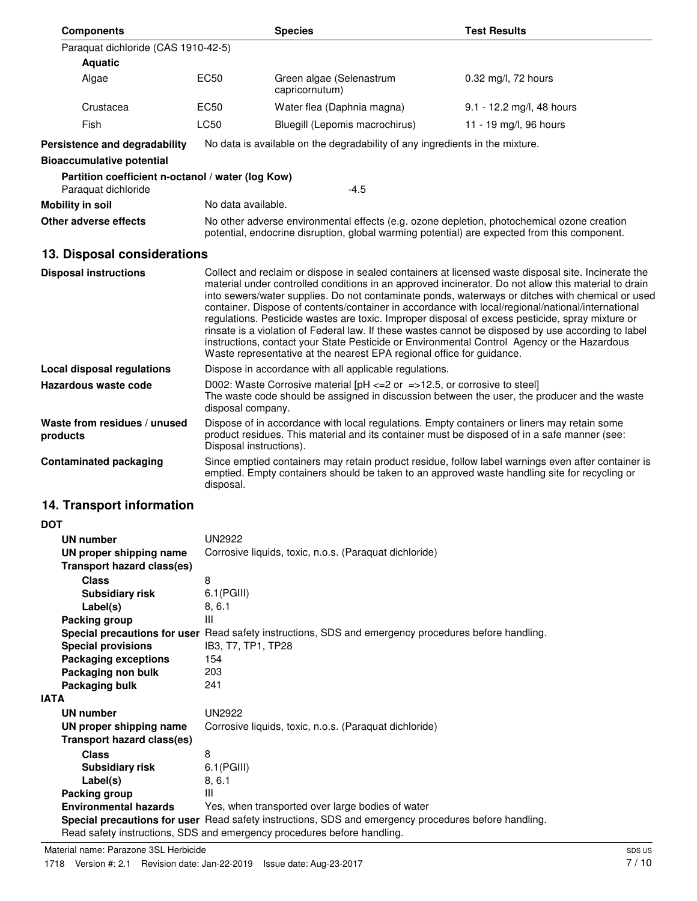| Components | | Species | Test Results |
|---|---|---|---|
| Paraquat dichloride (CAS 1910-42-5) | | | |
| **Aquatic** | | | |
| Algae | EC50 | Green algae (Selenastrum capricornutum) | 0.32 mg/l, 72 hours |
| Crustacea | EC50 | Water flea (Daphnia magna) | 9.1 - 12.2 mg/l, 48 hours |
| Fish | LC50 | Bluegill (Lepomis macrochirus) | 11 - 19 mg/l, 96 hours |

**Persistence and degradability** No data is available on the degradability of any ingredients in the mixture.

**Bioaccumulative potential**

**Partition coefficient n-octanol / water (log Kow)**
Paraquat dichloride -4.5

**Mobility in soil** No data available.

**Other adverse effects** No other adverse environmental effects (e.g. ozone depletion, photochemical ozone creation potential, endocrine disruption, global warming potential) are expected from this component.

## 13. Disposal considerations

**Disposal instructions** Collect and reclaim or dispose in sealed containers at licensed waste disposal site. Incinerate the material under controlled conditions in an approved incinerator. Do not allow this material to drain into sewers/water supplies. Do not contaminate ponds, waterways or ditches with chemical or used container. Dispose of contents/container in accordance with local/regional/national/international regulations. Pesticide wastes are toxic. Improper disposal of excess pesticide, spray mixture or rinsate is a violation of Federal law. If these wastes cannot be disposed by use according to label instructions, contact your State Pesticide or Environmental Control Agency or the Hazardous Waste representative at the nearest EPA regional office for guidance.

**Local disposal regulations** Dispose in accordance with all applicable regulations.

**Hazardous waste code** D002: Waste Corrosive material [pH <=2 or =>12.5, or corrosive to steel]
The waste code should be assigned in discussion between the user, the producer and the waste disposal company.

**Waste from residues / unused products** Dispose of in accordance with local regulations. Empty containers or liners may retain some product residues. This material and its container must be disposed of in a safe manner (see: Disposal instructions).

**Contaminated packaging** Since emptied containers may retain product residue, follow label warnings even after container is emptied. Empty containers should be taken to an approved waste handling site for recycling or disposal.

## 14. Transport information

**DOT**

**UN number** UN2922
**UN proper shipping name** Corrosive liquids, toxic, n.o.s. (Paraquat dichloride)
**Transport hazard class(es)**
**Class** 8
**Subsidiary risk** 6.1(PGIII)
**Label(s)** 8, 6.1
**Packing group** III
**Special precautions for user** Read safety instructions, SDS and emergency procedures before handling.
**Special provisions** IB3, T7, TP1, TP28
**Packaging exceptions** 154
**Packaging non bulk** 203
**Packaging bulk** 241

**IATA**

**UN number** UN2922
**UN proper shipping name** Corrosive liquids, toxic, n.o.s. (Paraquat dichloride)
**Transport hazard class(es)**
**Class** 8
**Subsidiary risk** 6.1(PGIII)
**Label(s)** 8, 6.1
**Packing group** III
**Environmental hazards** Yes, when transported over large bodies of water
**Special precautions for user** Read safety instructions, SDS and emergency procedures before handling.
Read safety instructions, SDS and emergency procedures before handling.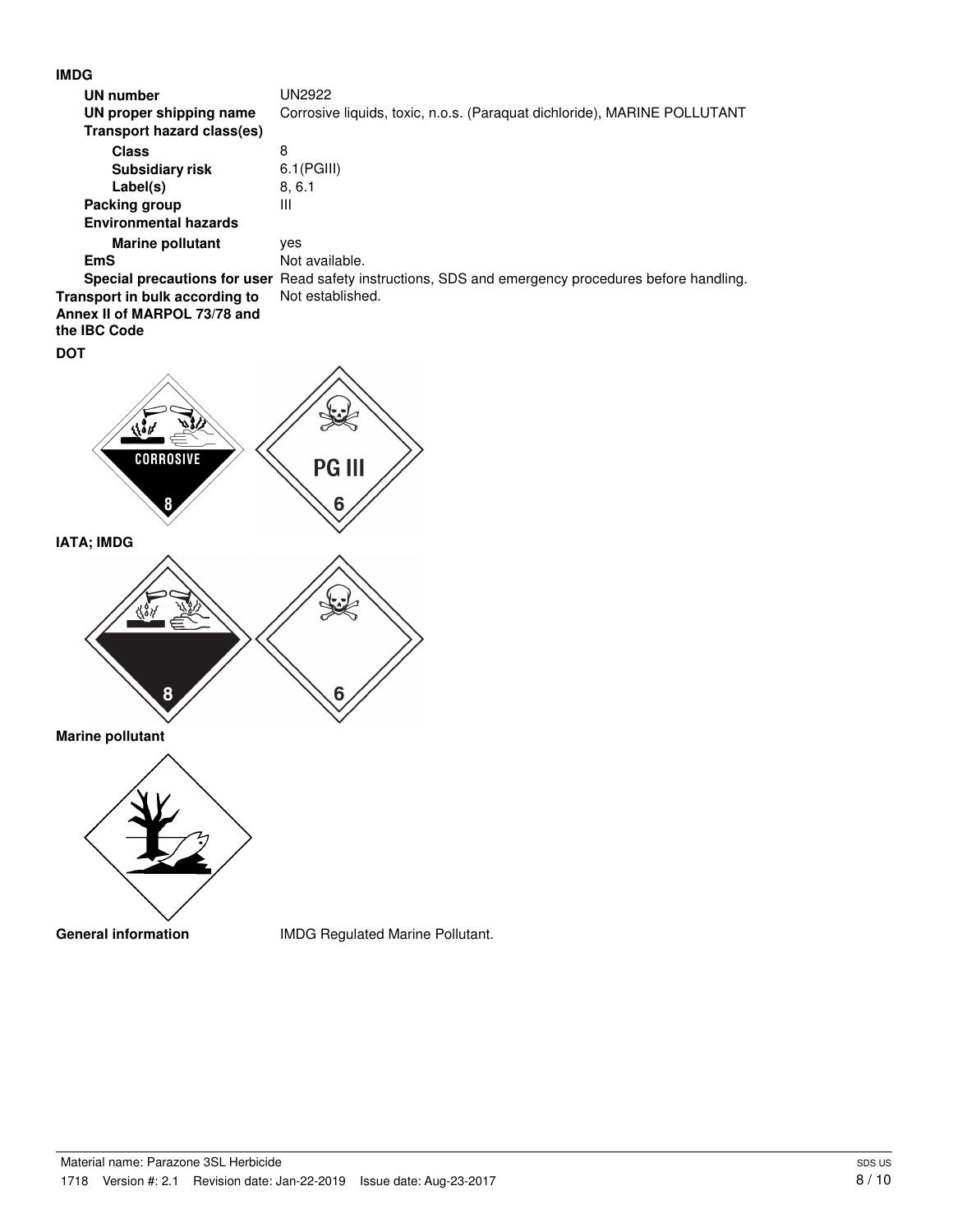**IMDG**

| | |
|---|---|
| **UN number** | UN2922 |
| **UN proper shipping name** | Corrosive liquids, toxic, n.o.s. (Paraquat dichloride), MARINE POLLUTANT |
| **Transport hazard class(es)** | |
| **Class** | 8 |
| **Subsidiary risk** | 6.1(PGIII) |
| **Label(s)** | 8, 6.1 |
| **Packing group** | III |
| **Environmental hazards** | |
| **Marine pollutant** | yes |
| **EmS** | Not available. |
| **Special precautions for user** | Read safety instructions, SDS and emergency procedures before handling. |
| **Transport in bulk according to Annex II of MARPOL 73/78 and the IBC Code** | Not established. |

**DOT**

**IATA; IMDG**

**Marine pollutant**

**General information** IMDG Regulated Marine Pollutant.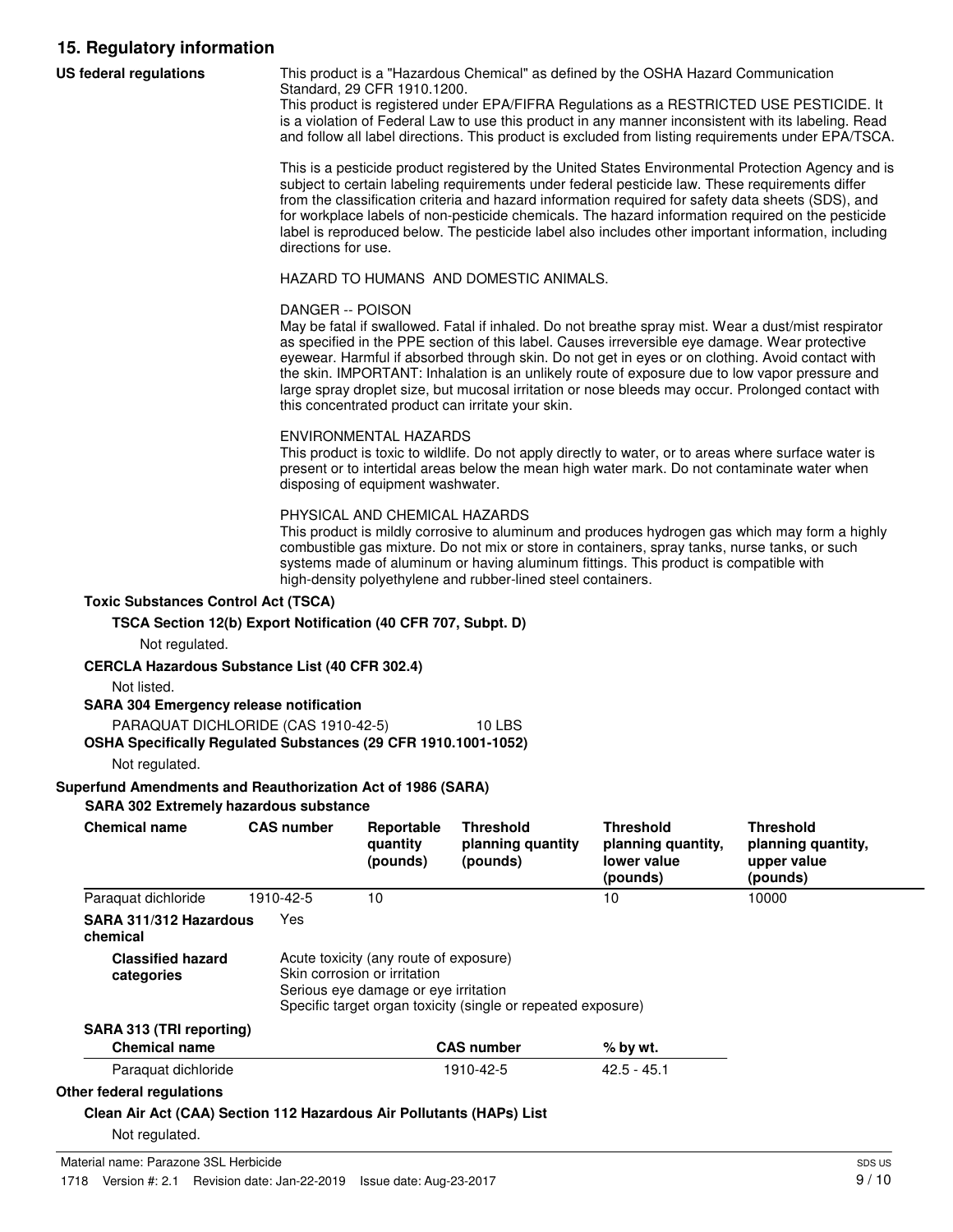## 15. Regulatory information

**US federal regulations**

This product is a "Hazardous Chemical" as defined by the OSHA Hazard Communication Standard, 29 CFR 1910.1200.
This product is registered under EPA/FIFRA Regulations as a RESTRICTED USE PESTICIDE. It is a violation of Federal Law to use this product in any manner inconsistent with its labeling. Read and follow all label directions. This product is excluded from listing requirements under EPA/TSCA.

This is a pesticide product registered by the United States Environmental Protection Agency and is subject to certain labeling requirements under federal pesticide law. These requirements differ from the classification criteria and hazard information required for safety data sheets (SDS), and for workplace labels of non-pesticide chemicals. The hazard information required on the pesticide label is reproduced below. The pesticide label also includes other important information, including directions for use.

HAZARD TO HUMANS AND DOMESTIC ANIMALS.

DANGER -- POISON
May be fatal if swallowed. Fatal if inhaled. Do not breathe spray mist. Wear a dust/mist respirator as specified in the PPE section of this label. Causes irreversible eye damage. Wear protective eyewear. Harmful if absorbed through skin. Do not get in eyes or on clothing. Avoid contact with the skin. IMPORTANT: Inhalation is an unlikely route of exposure due to low vapor pressure and large spray droplet size, but mucosal irritation or nose bleeds may occur. Prolonged contact with this concentrated product can irritate your skin.

ENVIRONMENTAL HAZARDS
This product is toxic to wildlife. Do not apply directly to water, or to areas where surface water is present or to intertidal areas below the mean high water mark. Do not contaminate water when disposing of equipment washwater.

PHYSICAL AND CHEMICAL HAZARDS
This product is mildly corrosive to aluminum and produces hydrogen gas which may form a highly combustible gas mixture. Do not mix or store in containers, spray tanks, nurse tanks, or such systems made of aluminum or having aluminum fittings. This product is compatible with high-density polyethylene and rubber-lined steel containers.

**Toxic Substances Control Act (TSCA)**

**TSCA Section 12(b) Export Notification (40 CFR 707, Subpt. D)**

Not regulated.

**CERCLA Hazardous Substance List (40 CFR 302.4)**

Not listed.

**SARA 304 Emergency release notification**

PARAQUAT DICHLORIDE (CAS 1910-42-5) 10 LBS

**OSHA Specifically Regulated Substances (29 CFR 1910.1001-1052)**

Not regulated.

**Superfund Amendments and Reauthorization Act of 1986 (SARA)**

**SARA 302 Extremely hazardous substance**

| Chemical name | CAS number | Reportable quantity (pounds) | Threshold planning quantity (pounds) | Threshold planning quantity, lower value (pounds) | Threshold planning quantity, upper value (pounds) |
|---|---|---|---|---|---|
| Paraquat dichloride | 1910-42-5 | 10 | | 10 | 10000 |

**SARA 311/312 Hazardous chemical** Yes

**Classified hazard categories**
Acute toxicity (any route of exposure)
Skin corrosion or irritation
Serious eye damage or eye irritation
Specific target organ toxicity (single or repeated exposure)

**SARA 313 (TRI reporting)**

| Chemical name | CAS number | % by wt. |
|---|---|---|
| Paraquat dichloride | 1910-42-5 | 42.5 - 45.1 |

**Other federal regulations**

**Clean Air Act (CAA) Section 112 Hazardous Air Pollutants (HAPs) List**

Not regulated.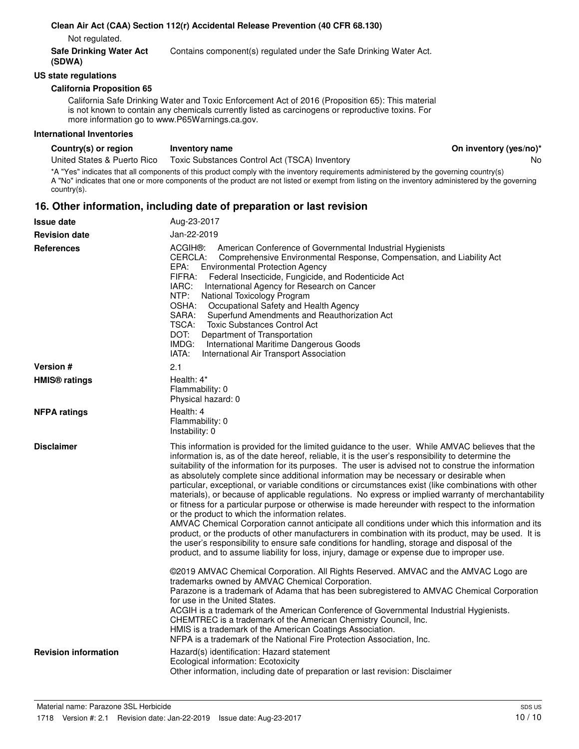**Clean Air Act (CAA) Section 112(r) Accidental Release Prevention (40 CFR 68.130)**

Not regulated.

**Safe Drinking Water Act (SDWA)** Contains component(s) regulated under the Safe Drinking Water Act.

**US state regulations**

**California Proposition 65**

California Safe Drinking Water and Toxic Enforcement Act of 2016 (Proposition 65): This material is not known to contain any chemicals currently listed as carcinogens or reproductive toxins. For more information go to www.P65Warnings.ca.gov.

**International Inventories**

| Country(s) or region | Inventory name | On inventory (yes/no)* |
|---|---|---|
| United States & Puerto Rico | Toxic Substances Control Act (TSCA) Inventory | No |

*A "Yes" indicates that all components of this product comply with the inventory requirements administered by the governing country(s)
A "No" indicates that one or more components of the product are not listed or exempt from listing on the inventory administered by the governing country(s).

## 16. Other information, including date of preparation or last revision

**Issue date** Aug-23-2017

**Revision date** Jan-22-2019

**References**

ACGIH®: American Conference of Governmental Industrial Hygienists
CERCLA: Comprehensive Environmental Response, Compensation, and Liability Act
EPA: Environmental Protection Agency
FIFRA: Federal Insecticide, Fungicide, and Rodenticide Act
IARC: International Agency for Research on Cancer
NTP: National Toxicology Program
OSHA: Occupational Safety and Health Agency
SARA: Superfund Amendments and Reauthorization Act
TSCA: Toxic Substances Control Act
DOT: Department of Transportation
IMDG: International Maritime Dangerous Goods
IATA: International Air Transport Association

**Version #** 2.1

**HMIS® ratings**

Health: 4*
Flammability: 0
Physical hazard: 0

**NFPA ratings**

Health: 4
Flammability: 0
Instability: 0

**Disclaimer**

This information is provided for the limited guidance to the user. While AMVAC believes that the information is, as of the date hereof, reliable, it is the user's responsibility to determine the suitability of the information for its purposes. The user is advised not to construe the information as absolutely complete since additional information may be necessary or desirable when particular, exceptional, or variable conditions or circumstances exist (like combinations with other materials), or because of applicable regulations. No express or implied warranty of merchantability or fitness for a particular purpose or otherwise is made hereunder with respect to the information or the product to which the information relates.
AMVAC Chemical Corporation cannot anticipate all conditions under which this information and its product, or the products of other manufacturers in combination with its product, may be used. It is the user's responsibility to ensure safe conditions for handling, storage and disposal of the product, and to assume liability for loss, injury, damage or expense due to improper use.

©2019 AMVAC Chemical Corporation. All Rights Reserved. AMVAC and the AMVAC Logo are trademarks owned by AMVAC Chemical Corporation.
Parazone is a trademark of Adama that has been subregistered to AMVAC Chemical Corporation for use in the United States.
ACGIH is a trademark of the American Conference of Governmental Industrial Hygienists.
CHEMTREC is a trademark of the American Chemistry Council, Inc.
HMIS is a trademark of the American Coatings Association.
NFPA is a trademark of the National Fire Protection Association, Inc.

**Revision information**

Hazard(s) identification: Hazard statement
Ecological information: Ecotoxicity
Other information, including date of preparation or last revision: Disclaimer